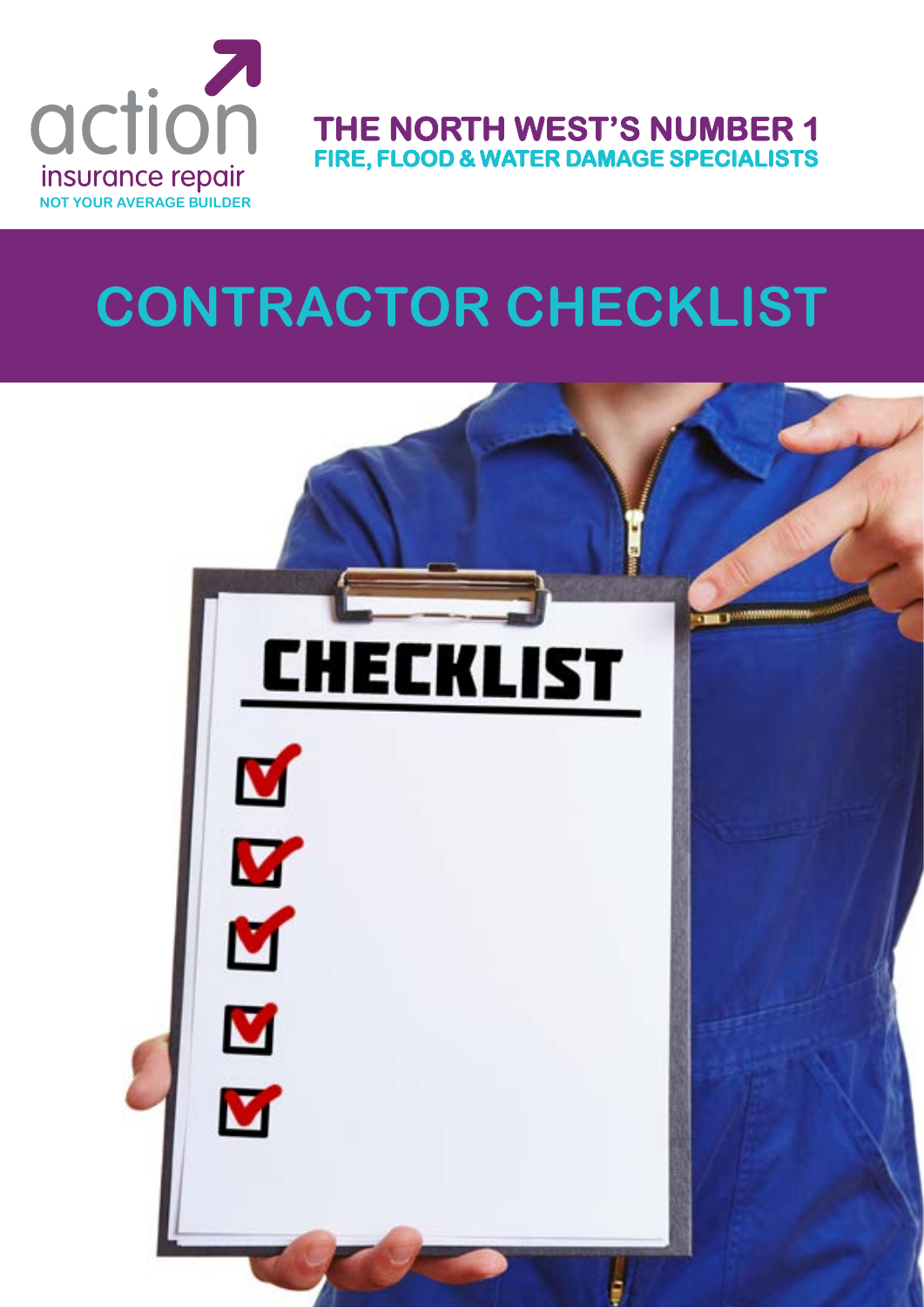action
insurance repair
NOT YOUR AVERAGE BUILDER

**THE NORTH WEST'S NUMBER 1**
**FIRE, FLOOD & WATER DAMAGE SPECIALISTS**

# CONTRACTOR CHECKLIST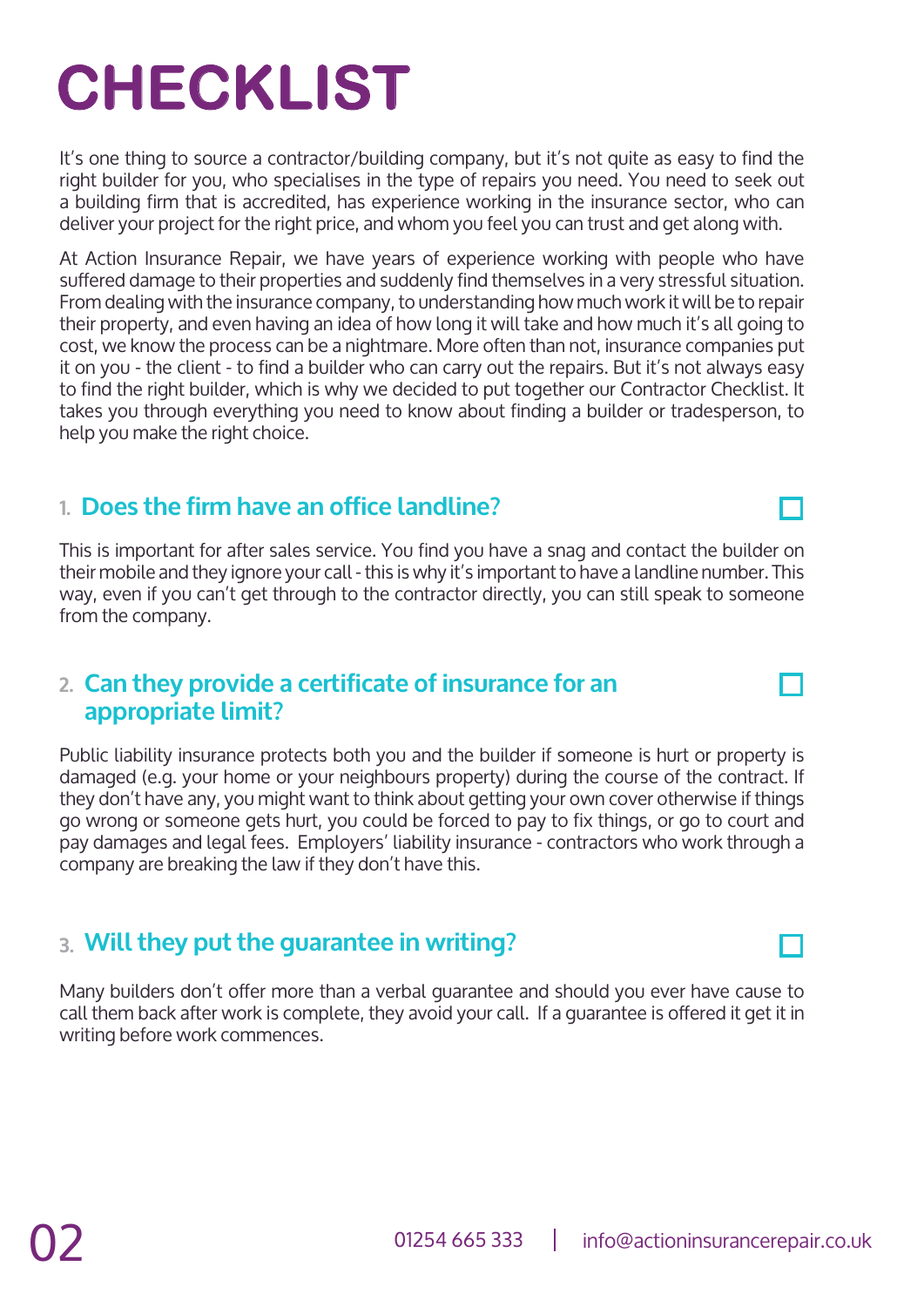# CHECKLIST

It's one thing to source a contractor/building company, but it's not quite as easy to find the right builder for you, who specialises in the type of repairs you need. You need to seek out a building firm that is accredited, has experience working in the insurance sector, who can deliver your project for the right price, and whom you feel you can trust and get along with.

At Action Insurance Repair, we have years of experience working with people who have suffered damage to their properties and suddenly find themselves in a very stressful situation. From dealing with the insurance company, to understanding how much work it will be to repair their property, and even having an idea of how long it will take and how much it's all going to cost, we know the process can be a nightmare. More often than not, insurance companies put it on you - the client - to find a builder who can carry out the repairs. But it's not always easy to find the right builder, which is why we decided to put together our Contractor Checklist. It takes you through everything you need to know about finding a builder or tradesperson, to help you make the right choice.

## 1. Does the firm have an office landline? ☐

This is important for after sales service. You find you have a snag and contact the builder on their mobile and they ignore your call - this is why it's important to have a landline number. This way, even if you can't get through to the contractor directly, you can still speak to someone from the company.

## 2. Can they provide a certificate of insurance for an appropriate limit? ☐

Public liability insurance protects both you and the builder if someone is hurt or property is damaged (e.g. your home or your neighbours property) during the course of the contract. If they don't have any, you might want to think about getting your own cover otherwise if things go wrong or someone gets hurt, you could be forced to pay to fix things, or go to court and pay damages and legal fees. Employers' liability insurance - contractors who work through a company are breaking the law if they don't have this.

## 3. Will they put the guarantee in writing? ☐

Many builders don't offer more than a verbal guarantee and should you ever have cause to call them back after work is complete, they avoid your call. If a guarantee is offered it get it in writing before work commences.

01254 665 333 | info@actioninsurancerepair.co.uk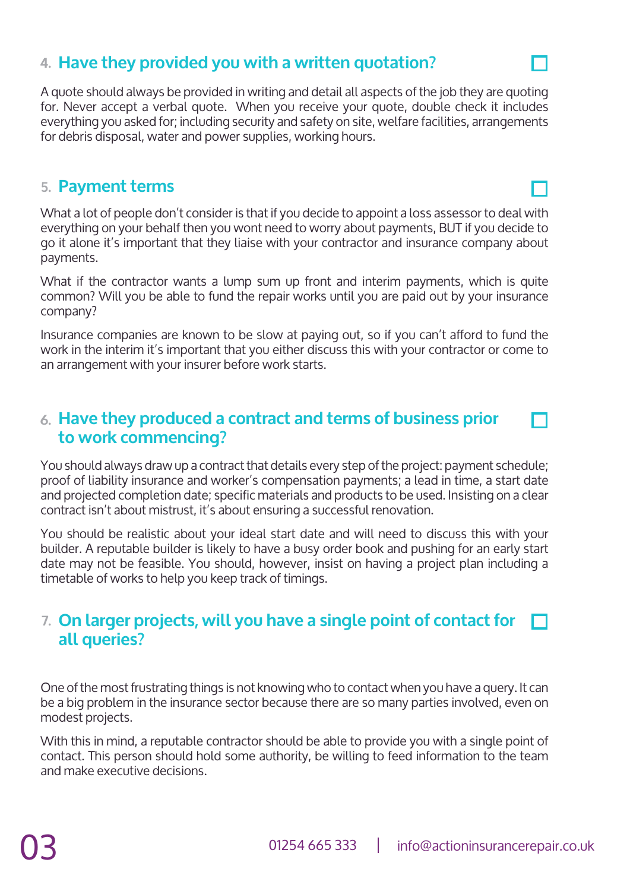## 4. Have they provided you with a written quotation?

A quote should always be provided in writing and detail all aspects of the job they are quoting for. Never accept a verbal quote. When you receive your quote, double check it includes everything you asked for; including security and safety on site, welfare facilities, arrangements for debris disposal, water and power supplies, working hours.

## 5. Payment terms

What a lot of people don't consider is that if you decide to appoint a loss assessor to deal with everything on your behalf then you wont need to worry about payments, BUT if you decide to go it alone it's important that they liaise with your contractor and insurance company about payments.

What if the contractor wants a lump sum up front and interim payments, which is quite common? Will you be able to fund the repair works until you are paid out by your insurance company?

Insurance companies are known to be slow at paying out, so if you can't afford to fund the work in the interim it's important that you either discuss this with your contractor or come to an arrangement with your insurer before work starts.

## 6. Have they produced a contract and terms of business prior to work commencing?

You should always draw up a contract that details every step of the project: payment schedule; proof of liability insurance and worker's compensation payments; a lead in time, a start date and projected completion date; specific materials and products to be used. Insisting on a clear contract isn't about mistrust, it's about ensuring a successful renovation.

You should be realistic about your ideal start date and will need to discuss this with your builder. A reputable builder is likely to have a busy order book and pushing for an early start date may not be feasible. You should, however, insist on having a project plan including a timetable of works to help you keep track of timings.

## 7. On larger projects, will you have a single point of contact for all queries?

One of the most frustrating things is not knowing who to contact when you have a query. It can be a big problem in the insurance sector because there are so many parties involved, even on modest projects.

With this in mind, a reputable contractor should be able to provide you with a single point of contact. This person should hold some authority, be willing to feed information to the team and make executive decisions.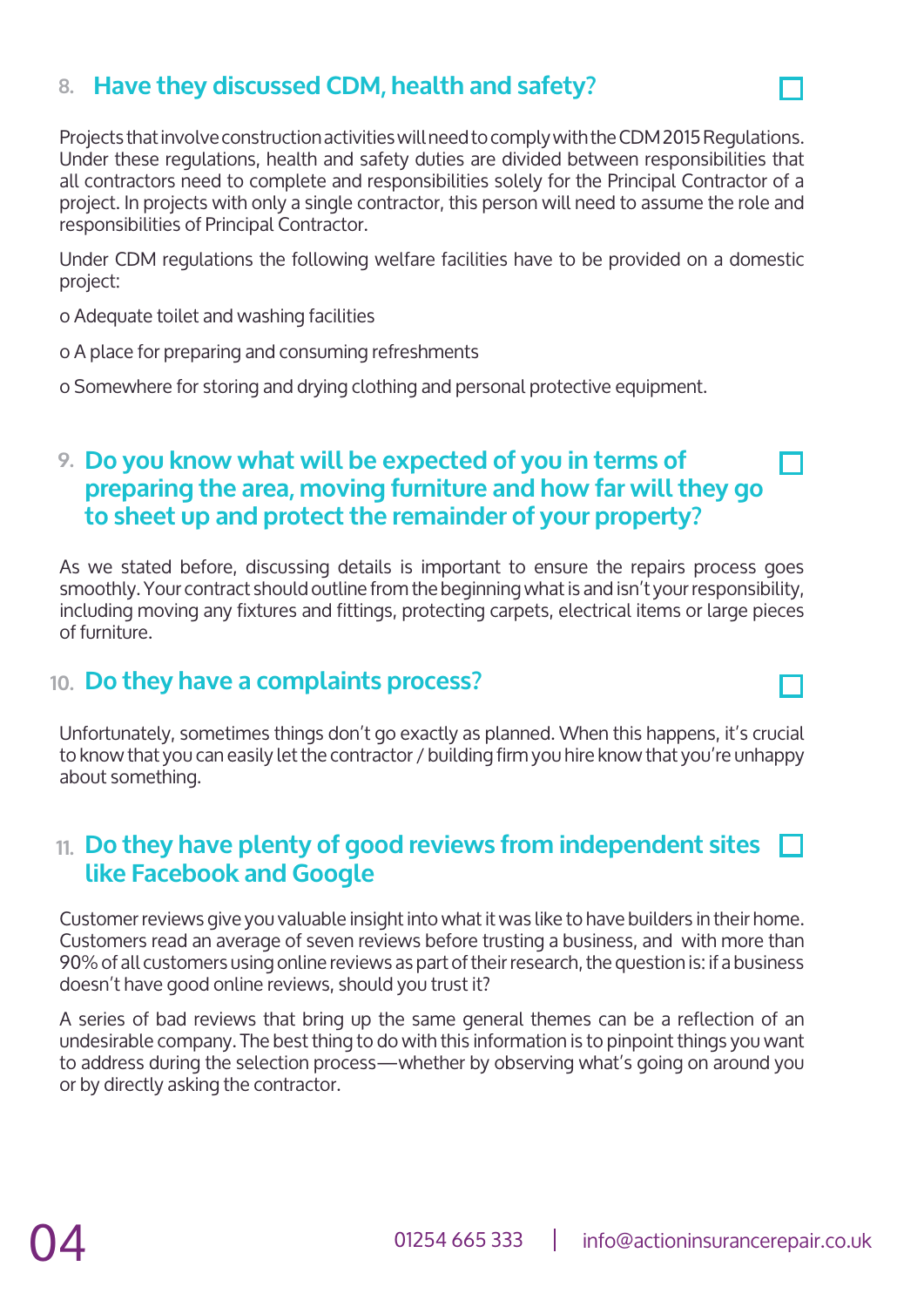## 8. Have they discussed CDM, health and safety? ☐

Projects that involve construction activities will need to comply with the CDM 2015 Regulations. Under these regulations, health and safety duties are divided between responsibilities that all contractors need to complete and responsibilities solely for the Principal Contractor of a project. In projects with only a single contractor, this person will need to assume the role and responsibilities of Principal Contractor.

Under CDM regulations the following welfare facilities have to be provided on a domestic project:

o Adequate toilet and washing facilities

o A place for preparing and consuming refreshments

o Somewhere for storing and drying clothing and personal protective equipment.

## 9. Do you know what will be expected of you in terms of preparing the area, moving furniture and how far will they go to sheet up and protect the remainder of your property? ☐

As we stated before, discussing details is important to ensure the repairs process goes smoothly. Your contract should outline from the beginning what is and isn't your responsibility, including moving any fixtures and fittings, protecting carpets, electrical items or large pieces of furniture.

## 10. Do they have a complaints process? ☐

Unfortunately, sometimes things don't go exactly as planned. When this happens, it's crucial to know that you can easily let the contractor / building firm you hire know that you're unhappy about something.

## 11. Do they have plenty of good reviews from independent sites like Facebook and Google ☐

Customer reviews give you valuable insight into what it was like to have builders in their home. Customers read an average of seven reviews before trusting a business, and with more than 90% of all customers using online reviews as part of their research, the question is: if a business doesn't have good online reviews, should you trust it?

A series of bad reviews that bring up the same general themes can be a reflection of an undesirable company. The best thing to do with this information is to pinpoint things you want to address during the selection process—whether by observing what's going on around you or by directly asking the contractor.

01254 665 333 | info@actioninsurancerepair.co.uk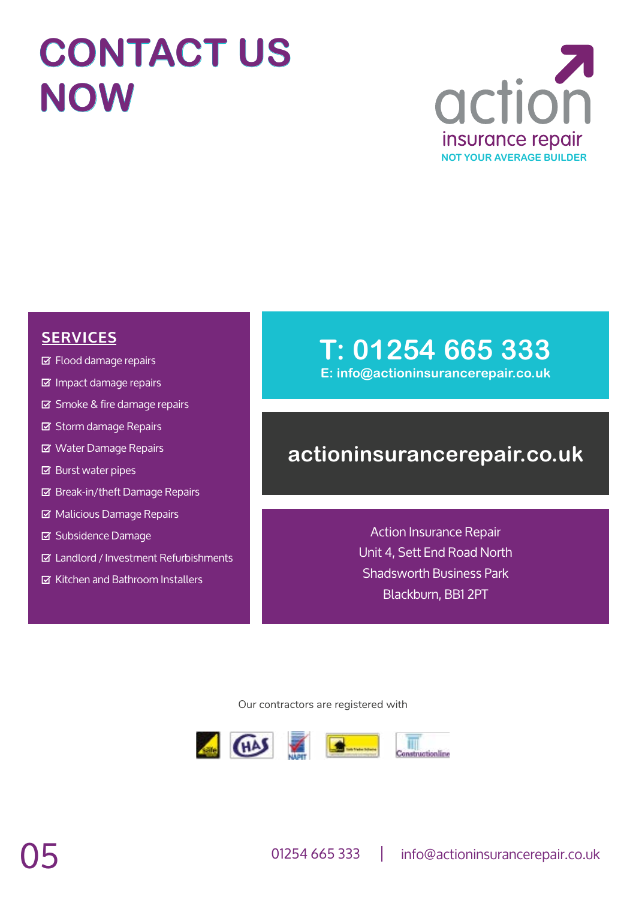# CONTACT US NOW

action
insurance repair
NOT YOUR AVERAGE BUILDER

## SERVICES

- Flood damage repairs
- Impact damage repairs
- Smoke & fire damage repairs
- Storm damage Repairs
- Water Damage Repairs
- Burst water pipes
- Break-in/theft Damage Repairs
- Malicious Damage Repairs
- Subsidence Damage
- Landlord / Investment Refurbishments
- Kitchen and Bathroom Installers

**T: 01254 665 333**
**E: info@actioninsurancerepair.co.uk**

**actioninsurancerepair.co.uk**

Action Insurance Repair
Unit 4, Sett End Road North
Shadsworth Business Park
Blackburn, BB1 2PT

Our contractors are registered with

01254 665 333 | info@actioninsurancerepair.co.uk